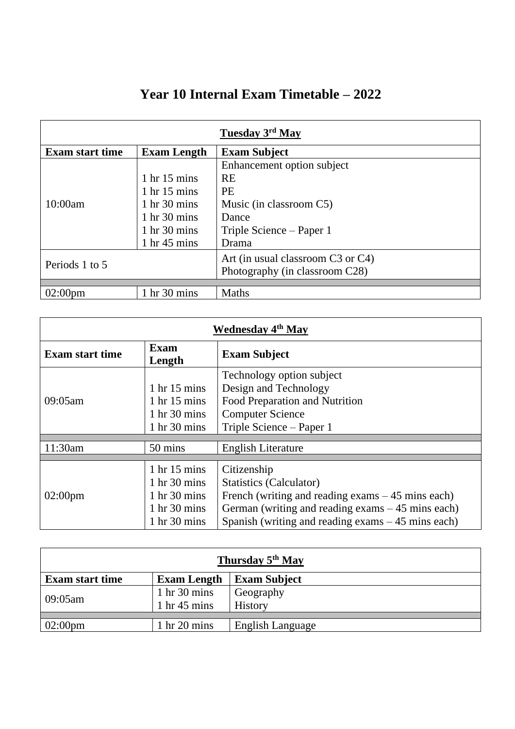# Year 10 Internal Exam Timetable – 2022

| Tuesday 3rd May | | |
|---|---|---|
| **Exam start time** | **Exam Length** | **Exam Subject** |
| 10:00am | | Enhancement option subject |
| | 1 hr 15 mins | RE |
| | 1 hr 15 mins | PE |
| | 1 hr 30 mins | Music (in classroom C5) |
| | 1 hr 30 mins | Dance |
| | 1 hr 30 mins | Triple Science – Paper 1 |
| | 1 hr 45 mins | Drama |
| Periods 1 to 5 | | Art (in usual classroom C3 or C4) |
| | | Photography (in classroom C28) |
| 02:00pm | 1 hr 30 mins | Maths |

| Wednesday 4th May | | |
|---|---|---|
| **Exam start time** | **Exam Length** | **Exam Subject** |
| 09:05am | | Technology option subject |
| | 1 hr 15 mins | Design and Technology |
| | 1 hr 15 mins | Food Preparation and Nutrition |
| | 1 hr 30 mins | Computer Science |
| | 1 hr 30 mins | Triple Science – Paper 1 |
| 11:30am | 50 mins | English Literature |
| 02:00pm | 1 hr 15 mins | Citizenship |
| | 1 hr 30 mins | Statistics (Calculator) |
| | 1 hr 30 mins | French (writing and reading exams – 45 mins each) |
| | 1 hr 30 mins | German (writing and reading exams – 45 mins each) |
| | 1 hr 30 mins | Spanish (writing and reading exams – 45 mins each) |

| Thursday 5th May | | |
|---|---|---|
| **Exam start time** | **Exam Length** | **Exam Subject** |
| 09:05am | 1 hr 30 mins | Geography |
| | 1 hr 45 mins | History |
| 02:00pm | 1 hr 20 mins | English Language |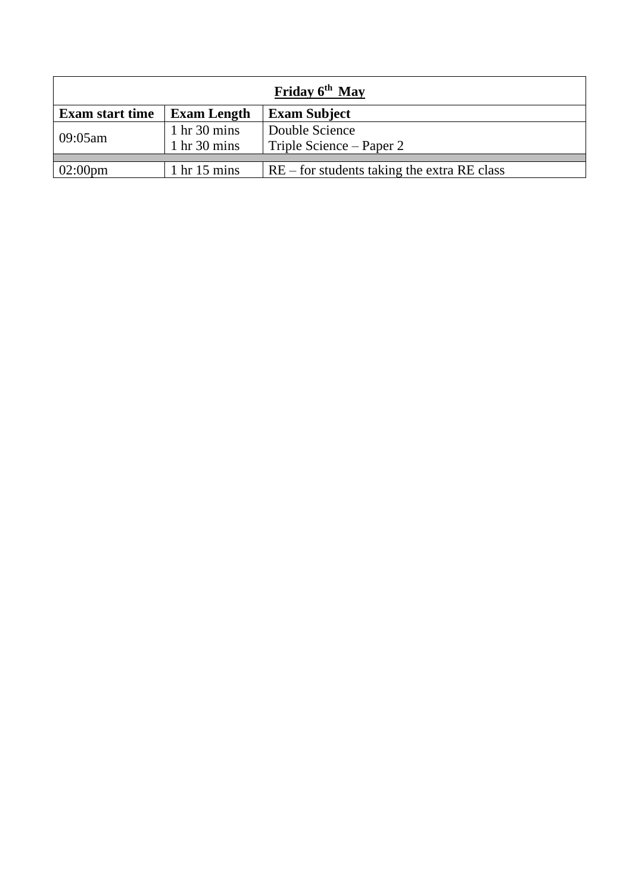| Friday 6th May | | |
|---|---|---|
| **Exam start time** | **Exam Length** | **Exam Subject** |
| 09:05am | 1 hr 30 mins<br>1 hr 30 mins | Double Science<br>Triple Science – Paper 2 |
| | | |
| 02:00pm | 1 hr 15 mins | RE – for students taking the extra RE class |